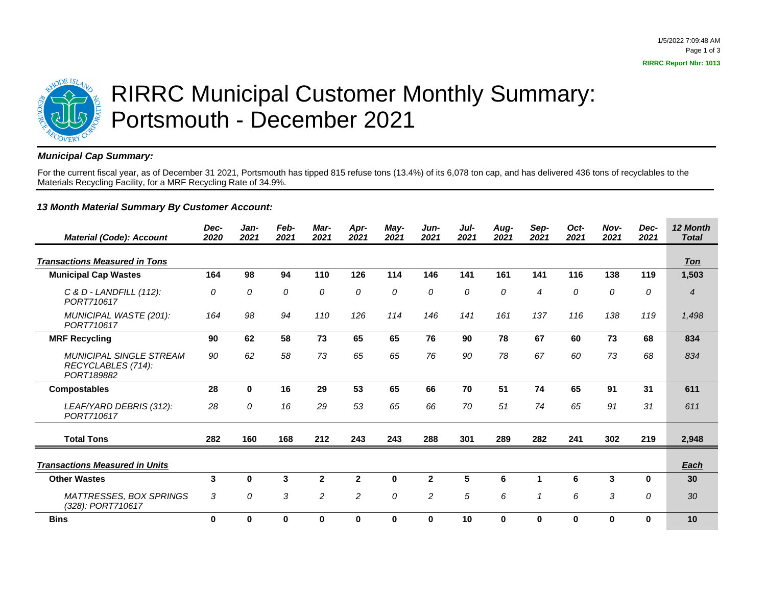# RIRRC Municipal Customer Monthly Summary: Portsmouth - December 2021

RIRRC Report Nbr: 1013

***Municipal Cap Summary:***

For the current fiscal year, as of December 31 2021, Portsmouth has tipped 815 refuse tons (13.4%) of its 6,078 ton cap, and has delivered 436 tons of recyclables to the Materials Recycling Facility, for a MRF Recycling Rate of 34.9%.

***13 Month Material Summary By Customer Account:***

| *Material (Code): Account* | *Dec-2020* | *Jan-2021* | *Feb-2021* | *Mar-2021* | *Apr-2021* | *May-2021* | *Jun-2021* | *Jul-2021* | *Aug-2021* | *Sep-2021* | *Oct-2021* | *Nov-2021* | *Dec-2021* | *12 Month Total* |
|---|---|---|---|---|---|---|---|---|---|---|---|---|---|---|
| ***Transactions Measured in Tons*** | | | | | | | | | | | | | | ***Ton*** |
| **Municipal Cap Wastes** | **164** | **98** | **94** | **110** | **126** | **114** | **146** | **141** | **161** | **141** | **116** | **138** | **119** | **1,503** |
| *C & D - LANDFILL (112): PORT710617* | *0* | *0* | *0* | *0* | *0* | *0* | *0* | *0* | *0* | *4* | *0* | *0* | *0* | *4* |
| *MUNICIPAL WASTE (201): PORT710617* | *164* | *98* | *94* | *110* | *126* | *114* | *146* | *141* | *161* | *137* | *116* | *138* | *119* | *1,498* |
| **MRF Recycling** | **90** | **62** | **58** | **73** | **65** | **65** | **76** | **90** | **78** | **67** | **60** | **73** | **68** | **834** |
| *MUNICIPAL SINGLE STREAM RECYCLABLES (714): PORT189882* | *90* | *62* | *58* | *73* | *65* | *65* | *76* | *90* | *78* | *67* | *60* | *73* | *68* | *834* |
| **Compostables** | **28** | **0** | **16** | **29** | **53** | **65** | **66** | **70** | **51** | **74** | **65** | **91** | **31** | **611** |
| *LEAF/YARD DEBRIS (312): PORT710617* | *28* | *0* | *16* | *29* | *53* | *65* | *66* | *70* | *51* | *74* | *65* | *91* | *31* | *611* |
| **Total Tons** | **282** | **160** | **168** | **212** | **243** | **243** | **288** | **301** | **289** | **282** | **241** | **302** | **219** | **2,948** |
| ***Transactions Measured in Units*** | | | | | | | | | | | | | | ***Each*** |
| **Other Wastes** | **3** | **0** | **3** | **2** | **2** | **0** | **2** | **5** | **6** | **1** | **6** | **3** | **0** | **30** |
| *MATTRESSES, BOX SPRINGS (328): PORT710617* | *3* | *0* | *3* | *2* | *2* | *0* | *2* | *5* | *6* | *1* | *6* | *3* | *0* | *30* |
| **Bins** | **0** | **0** | **0** | **0** | **0** | **0** | **0** | **10** | **0** | **0** | **0** | **0** | **0** | **10** |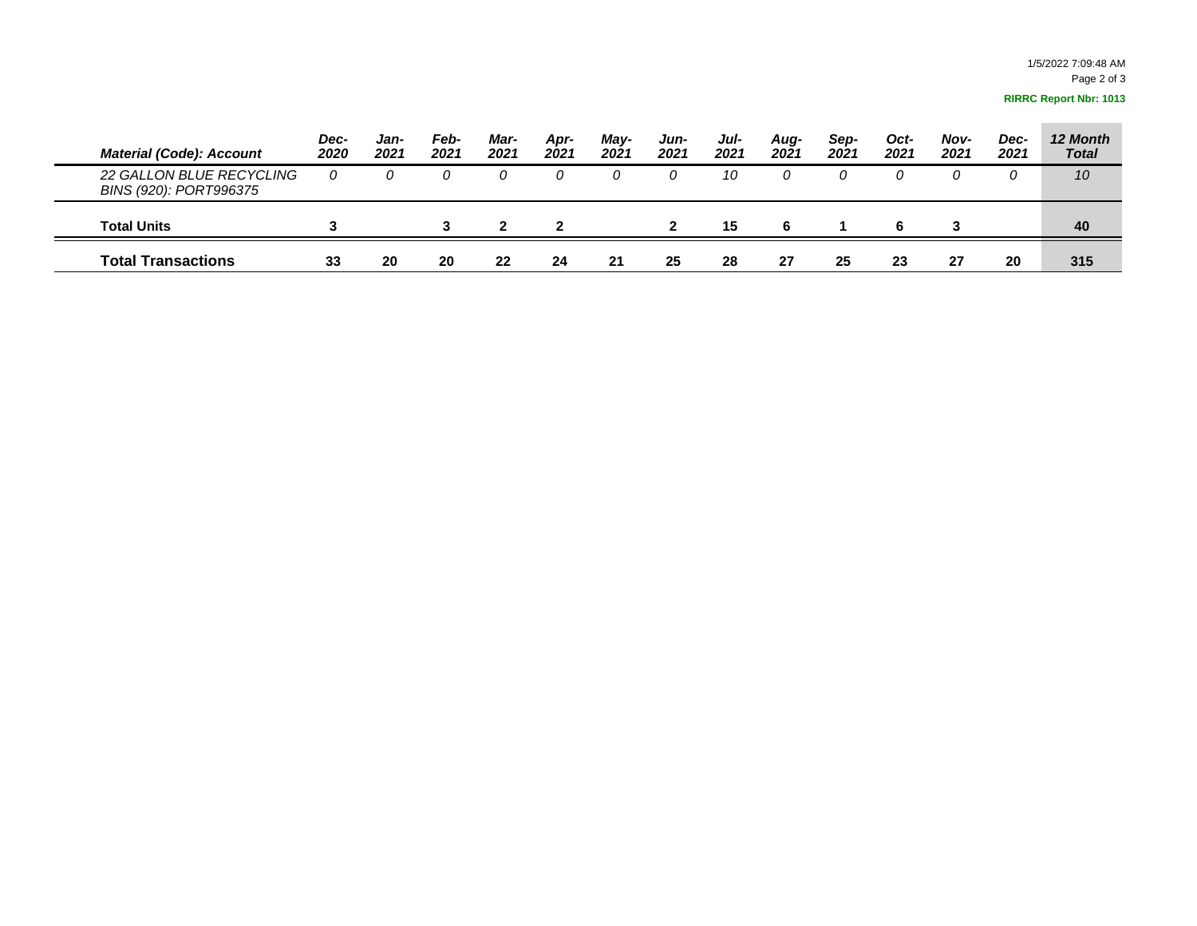| *Material (Code): Account* | *Dec-2020* | *Jan-2021* | *Feb-2021* | *Mar-2021* | *Apr-2021* | *May-2021* | *Jun-2021* | *Jul-2021* | *Aug-2021* | *Sep-2021* | *Oct-2021* | *Nov-2021* | *Dec-2021* | *12 Month Total* |
|---|---|---|---|---|---|---|---|---|---|---|---|---|---|---|
| *22 GALLON BLUE RECYCLING BINS (920): PORT996375* | *0* | *0* | *0* | *0* | *0* | *0* | *0* | *10* | *0* | *0* | *0* | *0* | *0* | *10* |
| **Total Units** | **3** | | **3** | **2** | **2** | | **2** | **15** | **6** | **1** | **6** | **3** | | **40** |
| **Total Transactions** | **33** | **20** | **20** | **22** | **24** | **21** | **25** | **28** | **27** | **25** | **23** | **27** | **20** | **315** |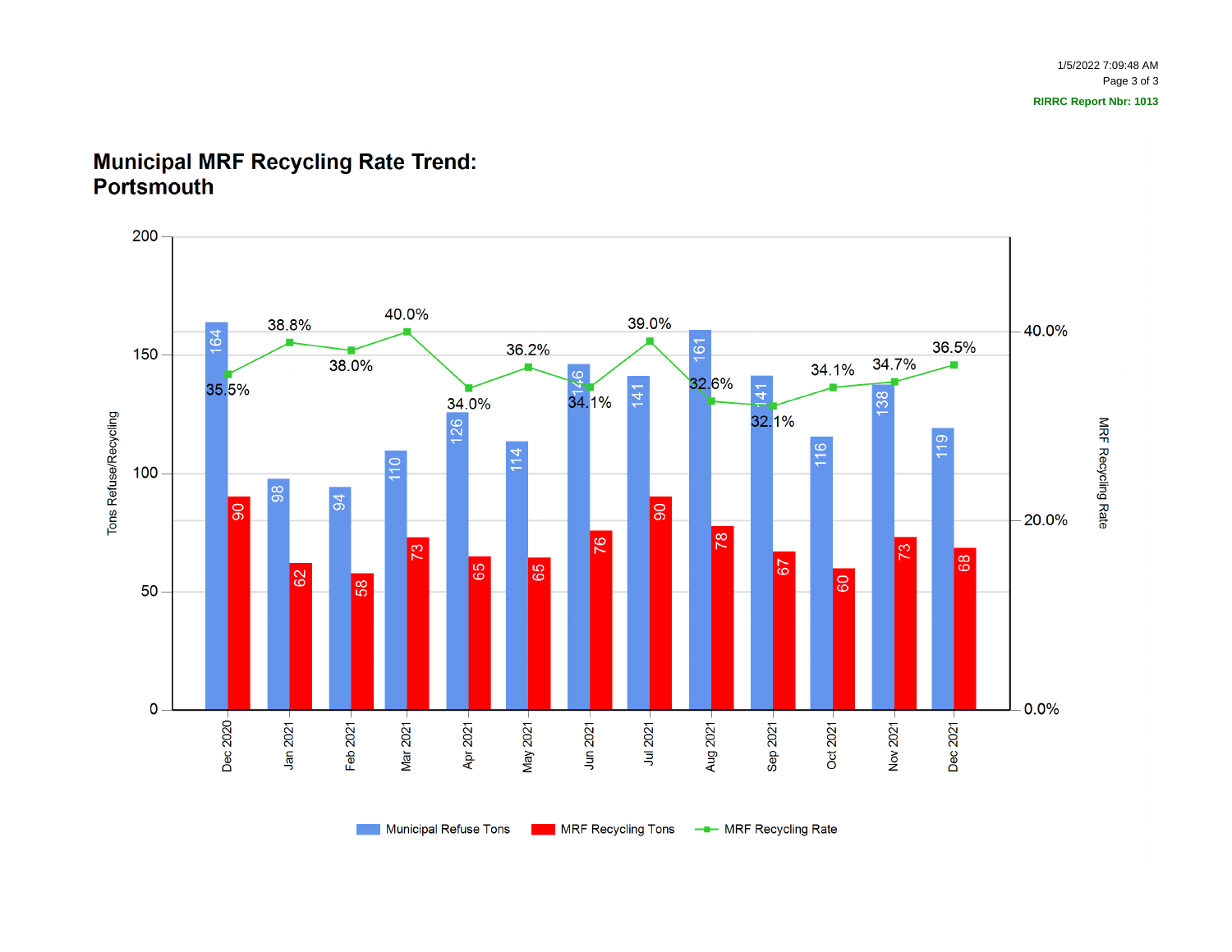RIRRC Report Nbr: 1013

# Municipal MRF Recycling Rate Trend: Portsmouth

Tons Refuse/Recycling

MRF Recycling Rate

200
150
100
50
0

40.0%
20.0%
0.0%

Dec 2020: 164, 90, 35.5%
Jan 2021: 98, 62, 38.8%
Feb 2021: 94, 58, 38.0%
Mar 2021: 110, 73, 40.0%
Apr 2021: 126, 65, 34.0%
May 2021: 114, 65, 36.2%
Jun 2021: 146, 76, 34.1%
Jul 2021: 141, 90, 39.0%
Aug 2021: 161, 78, 32.6%
Sep 2021: 141, 67, 32.1%
Oct 2021: 116, 60, 34.1%
Nov 2021: 138, 73, 34.7%
Dec 2021: 119, 68, 36.5%

Municipal Refuse Tons
MRF Recycling Tons
MRF Recycling Rate